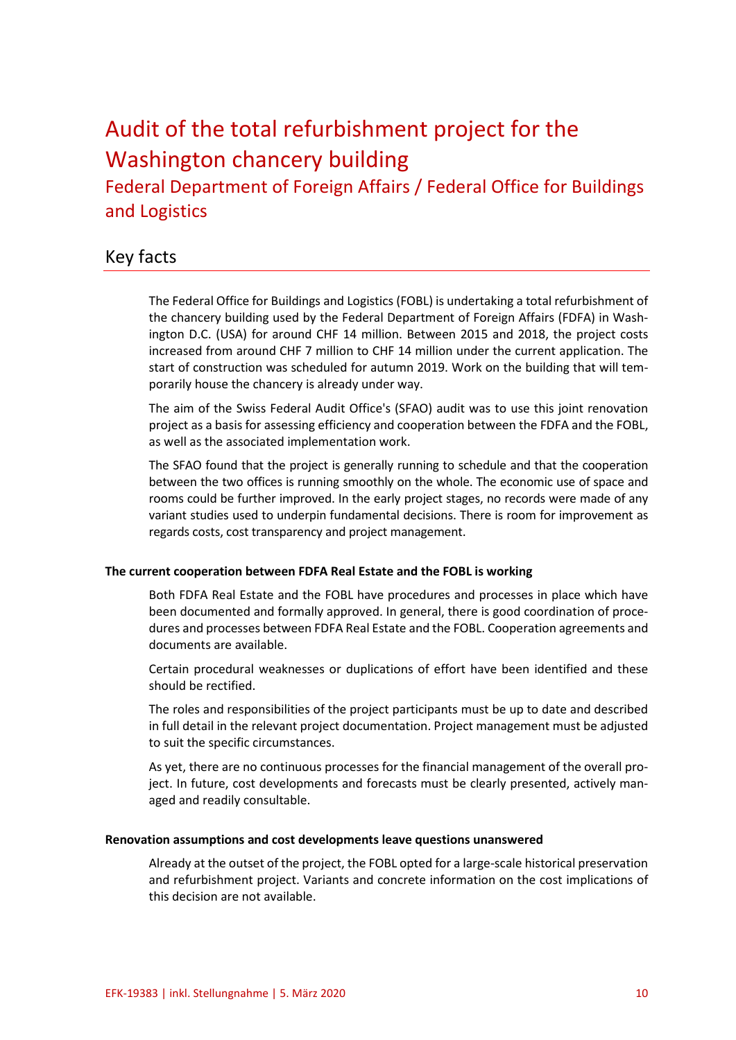# Audit of the total refurbishment project for the Washington chancery building

## Federal Department of Foreign Affairs / Federal Office for Buildings and Logistics

## Key facts

The Federal Office for Buildings and Logistics (FOBL) is undertaking a total refurbishment of the chancery building used by the Federal Department of Foreign Affairs (FDFA) in Washington D.C. (USA) for around CHF 14 million. Between 2015 and 2018, the project costs increased from around CHF 7 million to CHF 14 million under the current application. The start of construction was scheduled for autumn 2019. Work on the building that will temporarily house the chancery is already under way.

The aim of the Swiss Federal Audit Office's (SFAO) audit was to use this joint renovation project as a basis for assessing efficiency and cooperation between the FDFA and the FOBL, as well as the associated implementation work.

The SFAO found that the project is generally running to schedule and that the cooperation between the two offices is running smoothly on the whole. The economic use of space and rooms could be further improved. In the early project stages, no records were made of any variant studies used to underpin fundamental decisions. There is room for improvement as regards costs, cost transparency and project management.

**The current cooperation between FDFA Real Estate and the FOBL is working**

Both FDFA Real Estate and the FOBL have procedures and processes in place which have been documented and formally approved. In general, there is good coordination of procedures and processes between FDFA Real Estate and the FOBL. Cooperation agreements and documents are available.

Certain procedural weaknesses or duplications of effort have been identified and these should be rectified.

The roles and responsibilities of the project participants must be up to date and described in full detail in the relevant project documentation. Project management must be adjusted to suit the specific circumstances.

As yet, there are no continuous processes for the financial management of the overall project. In future, cost developments and forecasts must be clearly presented, actively managed and readily consultable.

**Renovation assumptions and cost developments leave questions unanswered**

Already at the outset of the project, the FOBL opted for a large-scale historical preservation and refurbishment project. Variants and concrete information on the cost implications of this decision are not available.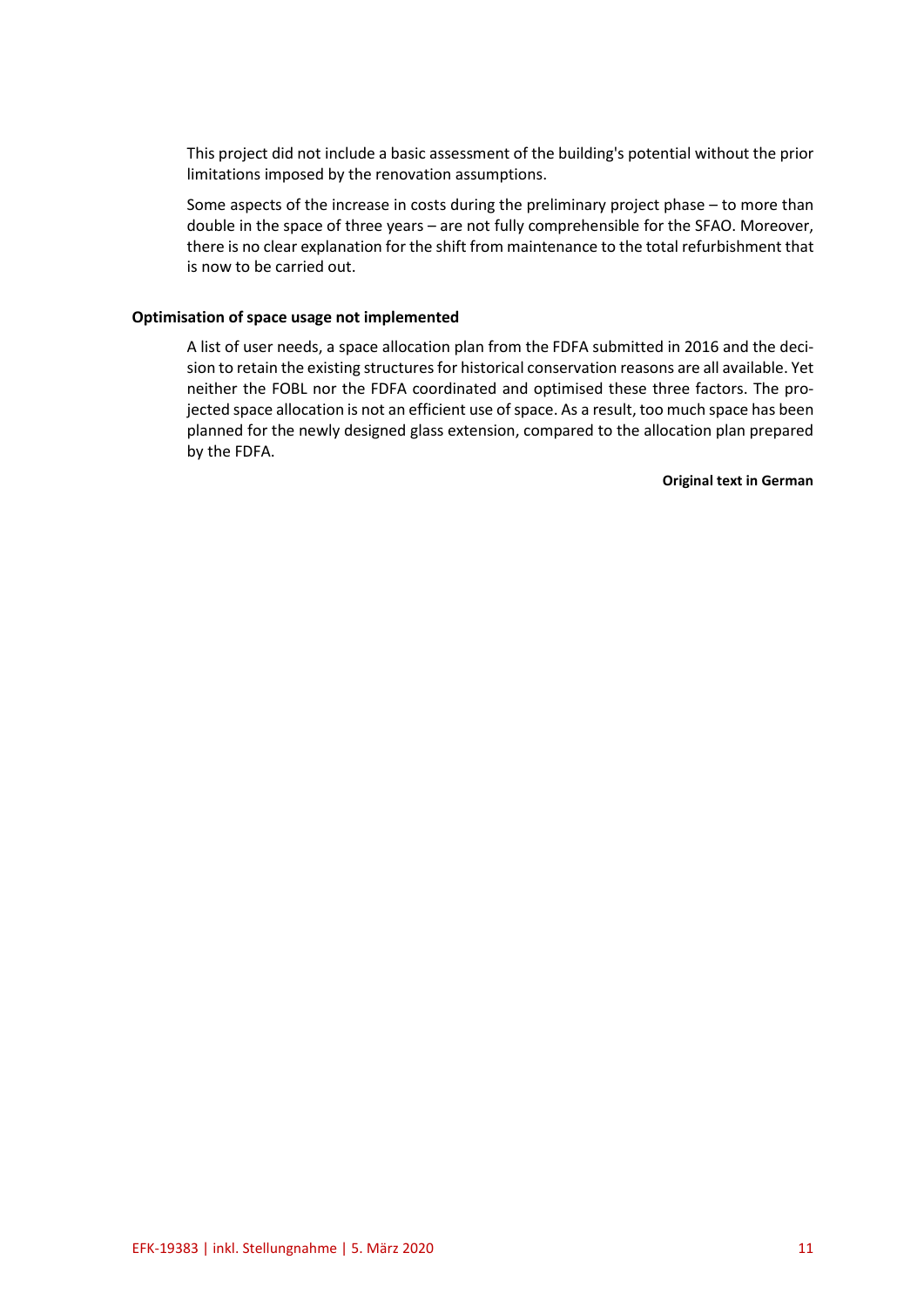This project did not include a basic assessment of the building's potential without the prior limitations imposed by the renovation assumptions.

Some aspects of the increase in costs during the preliminary project phase – to more than double in the space of three years – are not fully comprehensible for the SFAO. Moreover, there is no clear explanation for the shift from maintenance to the total refurbishment that is now to be carried out.

**Optimisation of space usage not implemented**

A list of user needs, a space allocation plan from the FDFA submitted in 2016 and the decision to retain the existing structures for historical conservation reasons are all available. Yet neither the FOBL nor the FDFA coordinated and optimised these three factors. The projected space allocation is not an efficient use of space. As a result, too much space has been planned for the newly designed glass extension, compared to the allocation plan prepared by the FDFA.

**Original text in German**